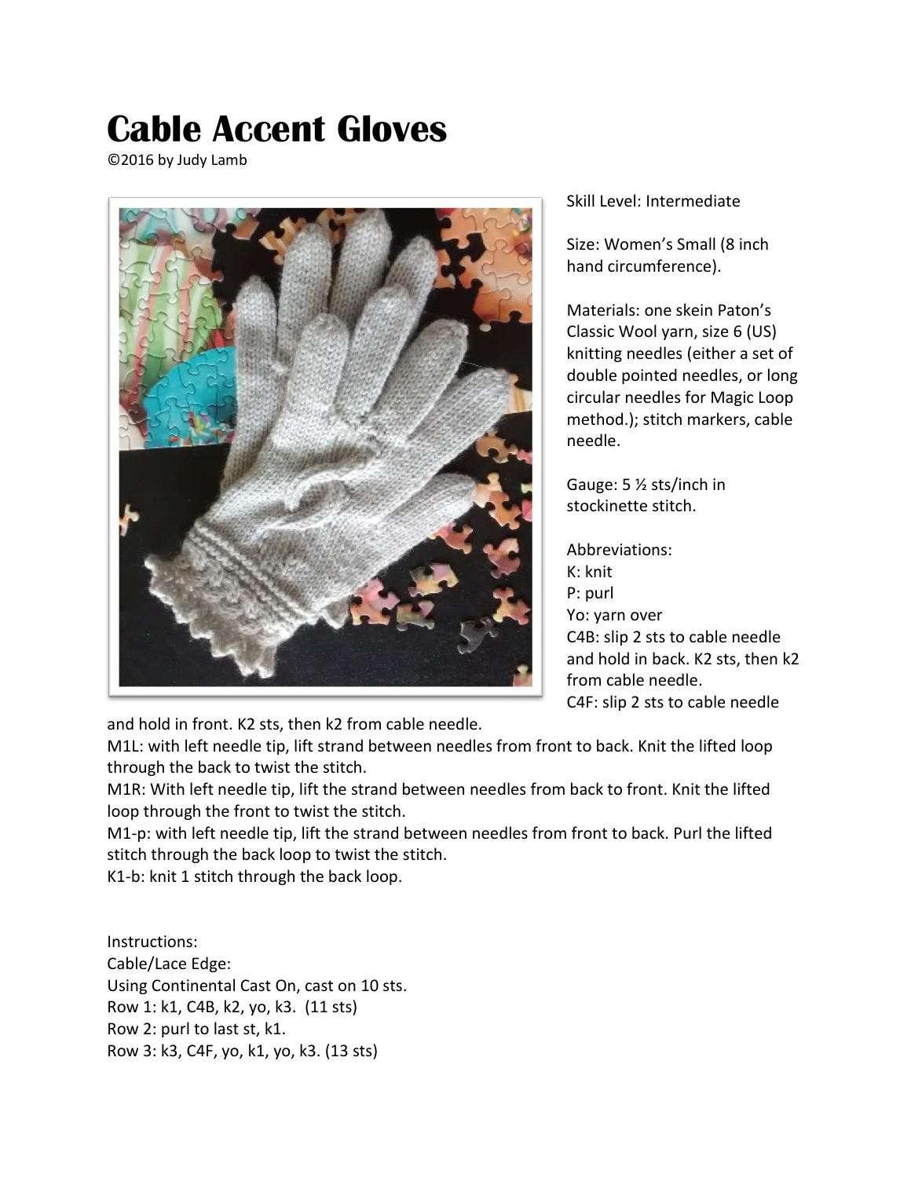# Cable Accent Gloves

©2016 by Judy Lamb

Skill Level: Intermediate

Size: Women's Small (8 inch hand circumference).

Materials: one skein Paton's Classic Wool yarn, size 6 (US) knitting needles (either a set of double pointed needles, or long circular needles for Magic Loop method.); stitch markers, cable needle.

Gauge: 5 ½ sts/inch in stockinette stitch.

Abbreviations:
K: knit
P: purl
Yo: yarn over
C4B: slip 2 sts to cable needle and hold in back. K2 sts, then k2 from cable needle.
C4F: slip 2 sts to cable needle and hold in front. K2 sts, then k2 from cable needle.
M1L: with left needle tip, lift strand between needles from front to back. Knit the lifted loop through the back to twist the stitch.
M1R: With left needle tip, lift the strand between needles from back to front. Knit the lifted loop through the front to twist the stitch.
M1-p: with left needle tip, lift the strand between needles from front to back. Purl the lifted stitch through the back loop to twist the stitch.
K1-b: knit 1 stitch through the back loop.

Instructions:
Cable/Lace Edge:
Using Continental Cast On, cast on 10 sts.
Row 1: k1, C4B, k2, yo, k3. (11 sts)
Row 2: purl to last st, k1.
Row 3: k3, C4F, yo, k1, yo, k3. (13 sts)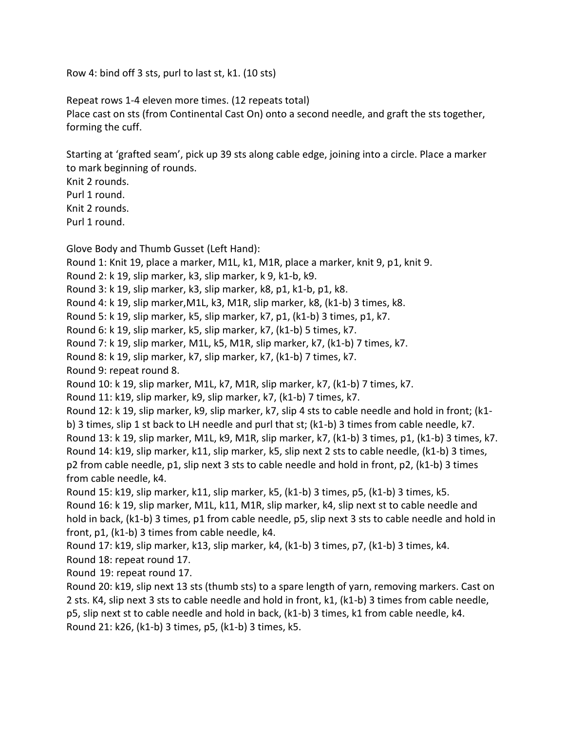Row 4: bind off 3 sts, purl to last st, k1. (10 sts)

Repeat rows 1-4 eleven more times. (12 repeats total)
Place cast on sts (from Continental Cast On) onto a second needle, and graft the sts together, forming the cuff.

Starting at 'grafted seam', pick up 39 sts along cable edge, joining into a circle. Place a marker to mark beginning of rounds.
Knit 2 rounds.
Purl 1 round.
Knit 2 rounds.
Purl 1 round.

Glove Body and Thumb Gusset (Left Hand):
Round 1: Knit 19, place a marker, M1L, k1, M1R, place a marker, knit 9, p1, knit 9.
Round 2: k 19, slip marker, k3, slip marker, k 9, k1-b, k9.
Round 3: k 19, slip marker, k3, slip marker, k8, p1, k1-b, p1, k8.
Round 4: k 19, slip marker,M1L, k3, M1R, slip marker, k8, (k1-b) 3 times, k8.
Round 5: k 19, slip marker, k5, slip marker, k7, p1, (k1-b) 3 times, p1, k7.
Round 6: k 19, slip marker, k5, slip marker, k7, (k1-b) 5 times, k7.
Round 7: k 19, slip marker, M1L, k5, M1R, slip marker, k7, (k1-b) 7 times, k7.
Round 8: k 19, slip marker, k7, slip marker, k7, (k1-b) 7 times, k7.
Round 9: repeat round 8.
Round 10: k 19, slip marker, M1L, k7, M1R, slip marker, k7, (k1-b) 7 times, k7.
Round 11: k19, slip marker, k9, slip marker, k7, (k1-b) 7 times, k7.
Round 12: k 19, slip marker, k9, slip marker, k7, slip 4 sts to cable needle and hold in front; (k1-b) 3 times, slip 1 st back to LH needle and purl that st; (k1-b) 3 times from cable needle, k7.
Round 13: k 19, slip marker, M1L, k9, M1R, slip marker, k7, (k1-b) 3 times, p1, (k1-b) 3 times, k7.
Round 14: k19, slip marker, k11, slip marker, k5, slip next 2 sts to cable needle, (k1-b) 3 times, p2 from cable needle, p1, slip next 3 sts to cable needle and hold in front, p2, (k1-b) 3 times from cable needle, k4.
Round 15: k19, slip marker, k11, slip marker, k5, (k1-b) 3 times, p5, (k1-b) 3 times, k5.
Round 16: k 19, slip marker, M1L, k11, M1R, slip marker, k4, slip next st to cable needle and hold in back, (k1-b) 3 times, p1 from cable needle, p5, slip next 3 sts to cable needle and hold in front, p1, (k1-b) 3 times from cable needle, k4.
Round 17: k19, slip marker, k13, slip marker, k4, (k1-b) 3 times, p7, (k1-b) 3 times, k4.
Round 18: repeat round 17.
Round 19: repeat round 17.
Round 20: k19, slip next 13 sts (thumb sts) to a spare length of yarn, removing markers. Cast on 2 sts. K4, slip next 3 sts to cable needle and hold in front, k1, (k1-b) 3 times from cable needle, p5, slip next st to cable needle and hold in back, (k1-b) 3 times, k1 from cable needle, k4.
Round 21: k26, (k1-b) 3 times, p5, (k1-b) 3 times, k5.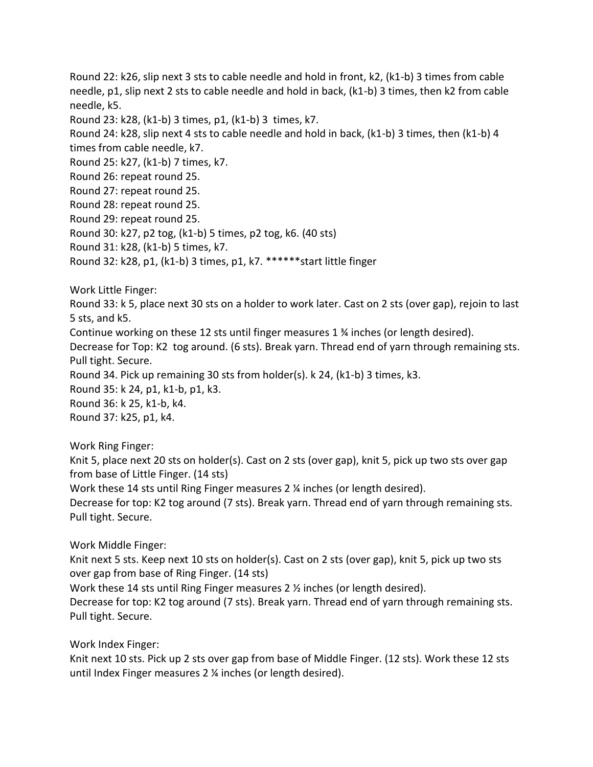Round 22: k26, slip next 3 sts to cable needle and hold in front, k2, (k1-b) 3 times from cable needle, p1, slip next 2 sts to cable needle and hold in back, (k1-b) 3 times, then k2 from cable needle, k5.

Round 23: k28, (k1-b) 3 times, p1, (k1-b) 3 times, k7.

Round 24: k28, slip next 4 sts to cable needle and hold in back, (k1-b) 3 times, then (k1-b) 4 times from cable needle, k7.

Round 25: k27, (k1-b) 7 times, k7.

Round 26: repeat round 25.

Round 27: repeat round 25.

Round 28: repeat round 25.

Round 29: repeat round 25.

Round 30: k27, p2 tog, (k1-b) 5 times, p2 tog, k6. (40 sts)

Round 31: k28, (k1-b) 5 times, k7.

Round 32: k28, p1, (k1-b) 3 times, p1, k7. ******start little finger

Work Little Finger:

Round 33: k 5, place next 30 sts on a holder to work later. Cast on 2 sts (over gap), rejoin to last 5 sts, and k5.

Continue working on these 12 sts until finger measures 1 ¾ inches (or length desired).

Decrease for Top: K2 tog around. (6 sts). Break yarn. Thread end of yarn through remaining sts. Pull tight. Secure.

Round 34. Pick up remaining 30 sts from holder(s). k 24, (k1-b) 3 times, k3.

Round 35: k 24, p1, k1-b, p1, k3.

Round 36: k 25, k1-b, k4.

Round 37: k25, p1, k4.

Work Ring Finger:

Knit 5, place next 20 sts on holder(s). Cast on 2 sts (over gap), knit 5, pick up two sts over gap from base of Little Finger. (14 sts)

Work these 14 sts until Ring Finger measures 2 ¼ inches (or length desired).

Decrease for top: K2 tog around (7 sts). Break yarn. Thread end of yarn through remaining sts. Pull tight. Secure.

Work Middle Finger:

Knit next 5 sts. Keep next 10 sts on holder(s). Cast on 2 sts (over gap), knit 5, pick up two sts over gap from base of Ring Finger. (14 sts)

Work these 14 sts until Ring Finger measures 2 ½ inches (or length desired).

Decrease for top: K2 tog around (7 sts). Break yarn. Thread end of yarn through remaining sts. Pull tight. Secure.

Work Index Finger:

Knit next 10 sts. Pick up 2 sts over gap from base of Middle Finger. (12 sts). Work these 12 sts until Index Finger measures 2 ¼ inches (or length desired).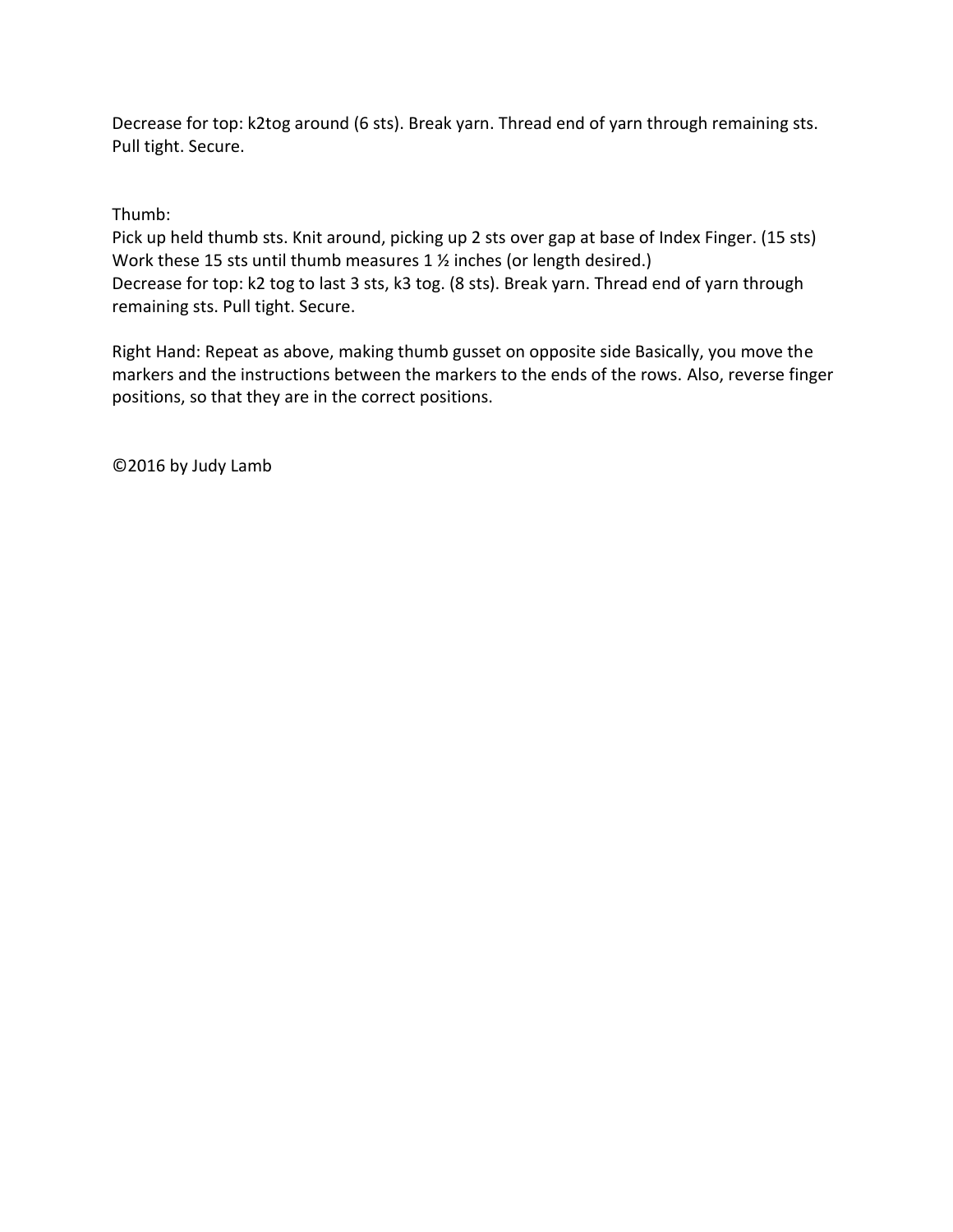Decrease for top: k2tog around (6 sts). Break yarn. Thread end of yarn through remaining sts. Pull tight. Secure.

Thumb:
Pick up held thumb sts. Knit around, picking up 2 sts over gap at base of Index Finger. (15 sts)
Work these 15 sts until thumb measures 1 ½ inches (or length desired.)
Decrease for top: k2 tog to last 3 sts, k3 tog. (8 sts). Break yarn. Thread end of yarn through remaining sts. Pull tight. Secure.

Right Hand: Repeat as above, making thumb gusset on opposite side Basically, you move the markers and the instructions between the markers to the ends of the rows. Also, reverse finger positions, so that they are in the correct positions.

©2016 by Judy Lamb